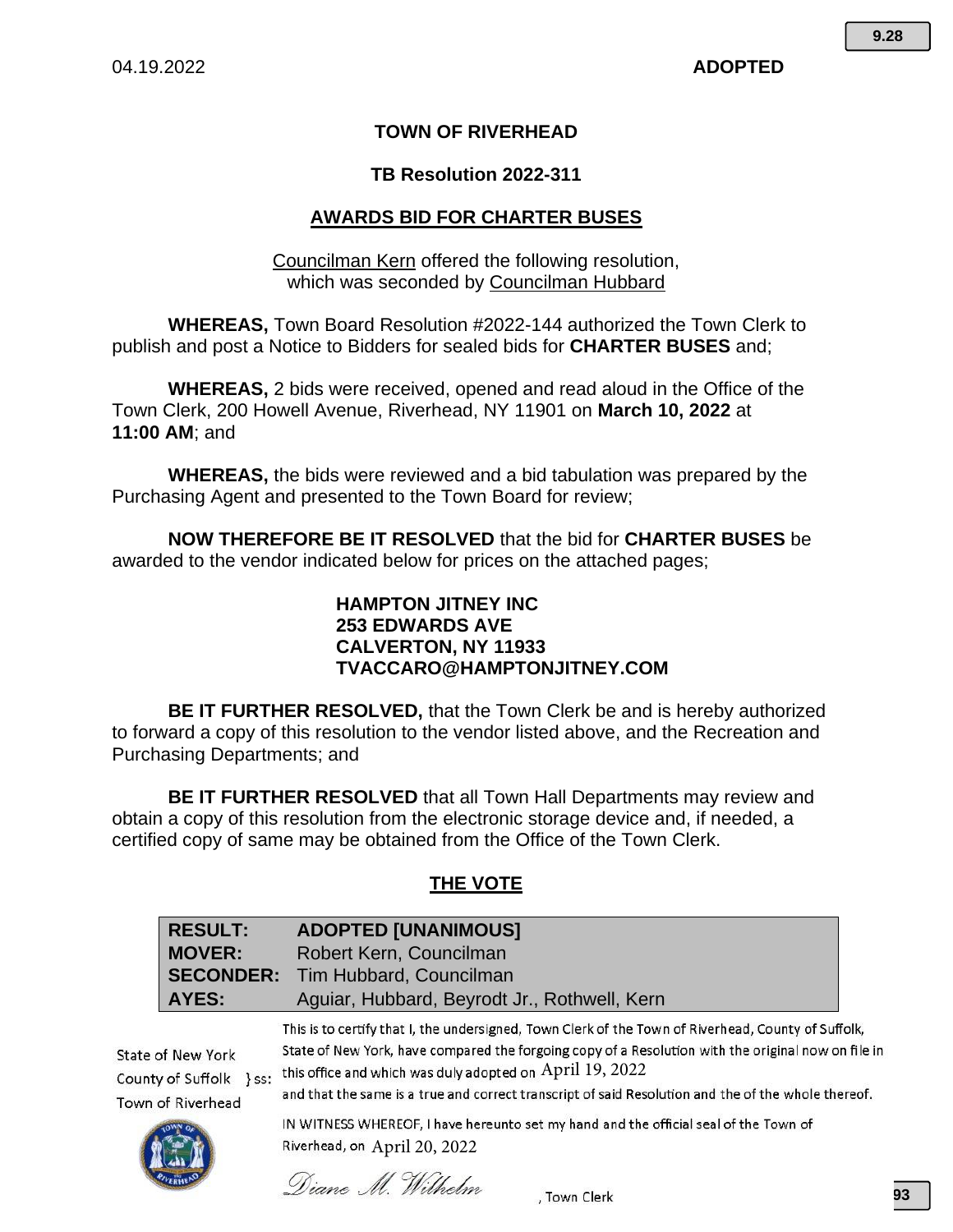04.19.2022 **ADOPTED**

# TOWN OF RIVERHEAD

## TB Resolution 2022-311

## AWARDS BID FOR CHARTER BUSES

Councilman Kern offered the following resolution,
which was seconded by Councilman Hubbard

**WHEREAS,** Town Board Resolution #2022-144 authorized the Town Clerk to publish and post a Notice to Bidders for sealed bids for **CHARTER BUSES** and;

**WHEREAS,** 2 bids were received, opened and read aloud in the Office of the Town Clerk, 200 Howell Avenue, Riverhead, NY 11901 on **March 10, 2022** at **11:00 AM**; and

**WHEREAS,** the bids were reviewed and a bid tabulation was prepared by the Purchasing Agent and presented to the Town Board for review;

**NOW THEREFORE BE IT RESOLVED** that the bid for **CHARTER BUSES** be awarded to the vendor indicated below for prices on the attached pages;

**HAMPTON JITNEY INC**
**253 EDWARDS AVE**
**CALVERTON, NY 11933**
**TVACCARO@HAMPTONJITNEY.COM**

**BE IT FURTHER RESOLVED,** that the Town Clerk be and is hereby authorized to forward a copy of this resolution to the vendor listed above, and the Recreation and Purchasing Departments; and

**BE IT FURTHER RESOLVED** that all Town Hall Departments may review and obtain a copy of this resolution from the electronic storage device and, if needed, a certified copy of same may be obtained from the Office of the Town Clerk.

## THE VOTE

| | |
|---|---|
| **RESULT:** | **ADOPTED [UNANIMOUS]** |
| **MOVER:** | Robert Kern, Councilman |
| **SECONDER:** | Tim Hubbard, Councilman |
| **AYES:** | Aguiar, Hubbard, Beyrodt Jr., Rothwell, Kern |

State of New York
County of Suffolk } ss:
Town of Riverhead

This is to certify that I, the undersigned, Town Clerk of the Town of Riverhead, County of Suffolk, State of New York, have compared the forgoing copy of a Resolution with the original now on file in this office and which was duly adopted on April 19, 2022 and that the same is a true and correct transcript of said Resolution and the of the whole thereof.

IN WITNESS WHEREOF, I have hereunto set my hand and the official seal of the Town of Riverhead, on April 20, 2022

*Diane M. Wilhelm*, Town Clerk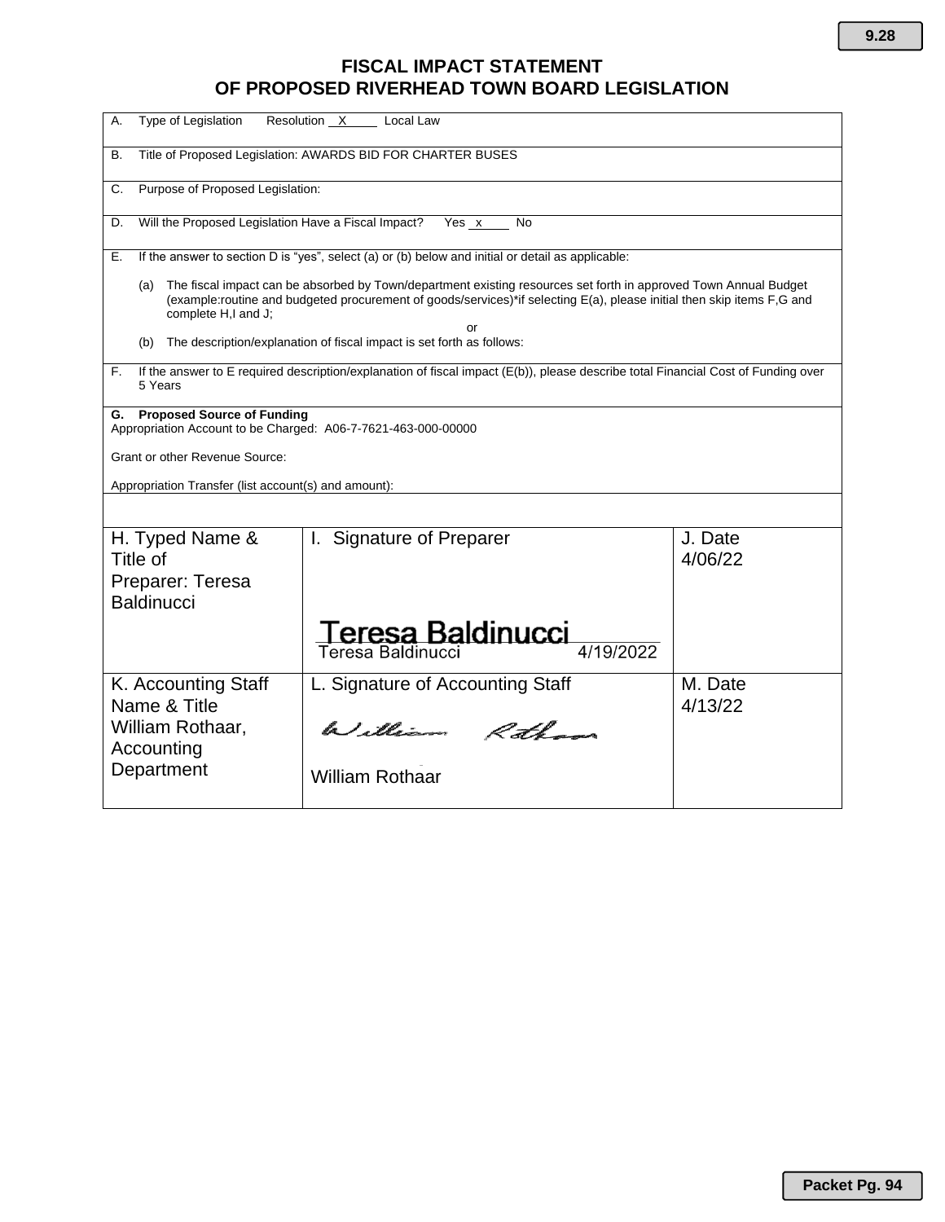# FISCAL IMPACT STATEMENT
# OF PROPOSED RIVERHEAD TOWN BOARD LEGISLATION

A. Type of Legislation    Resolution \_X\_    Local Law

B. Title of Proposed Legislation: AWARDS BID FOR CHARTER BUSES

C. Purpose of Proposed Legislation:

D. Will the Proposed Legislation Have a Fiscal Impact?    Yes \_x\_    No

E. If the answer to section D is "yes", select (a) or (b) below and initial or detail as applicable:

(a) The fiscal impact can be absorbed by Town/department existing resources set forth in approved Town Annual Budget (example:routine and budgeted procurement of goods/services)\*if selecting E(a), please initial then skip items F,G and complete H,I and J;

or

(b) The description/explanation of fiscal impact is set forth as follows:

F. If the answer to E required description/explanation of fiscal impact (E(b)), please describe total Financial Cost of Funding over 5 Years

**G. Proposed Source of Funding**

Appropriation Account to be Charged: A06-7-7621-463-000-00000

Grant or other Revenue Source:

Appropriation Transfer (list account(s) and amount):

| H. Typed Name & Title of Preparer: Teresa Baldinucci | I. Signature of Preparer<br>Teresa Baldinucci<br>Teresa Baldinucci 4/19/2022 | J. Date<br>4/06/22 |
|---|---|---|
| K. Accounting Staff Name & Title<br>William Rothaar, Accounting Department | L. Signature of Accounting Staff<br>William Rothaar<br>William Rothaar | M. Date<br>4/13/22 |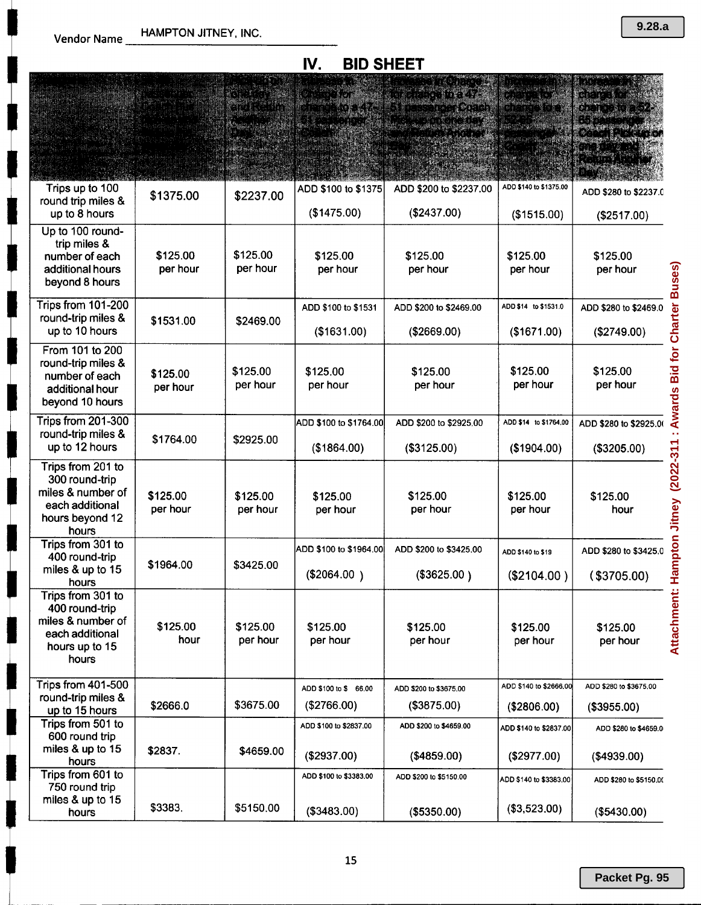Vendor Name HAMPTON JITNEY, INC.

9.28.a

## IV. BID SHEET

| | | Pick up on one Day and Return Another Day | Increase in Charge for change to a 47-51 passenger Coach | Increase in Charge for change to a 47-51 passenger Coach Pick up on one day and Return Another Day | Increase in charge for change to a 52-55 passenger Coach | Increase in charge for change to a 52-55 passenger Coach Pick up on one day and Return Another Day |
|---|---|---|---|---|---|---|
| Trips up to 100 round trip miles & up to 8 hours | $1375.00 | $2237.00 | ADD $100 to $1375 ($1475.00) | ADD $200 to $2237.00 ($2437.00) | ADD $140 to $1375.00 ($1515.00) | ADD $280 to $2237.0 ($2517.00) |
| Up to 100 round-trip miles & number of each additional hours beyond 8 hours | $125.00 per hour | $125.00 per hour | $125.00 per hour | $125.00 per hour | $125.00 per hour | $125.00 per hour |
| Trips from 101-200 round-trip miles & up to 10 hours | $1531.00 | $2469.00 | ADD $100 to $1531 ($1631.00) | ADD $200 to $2469.00 ($2669.00) | ADD $14 to $1531.0 ($1671.00) | ADD $280 to $2469.0 ($2749.00) |
| From 101 to 200 round-trip miles & number of each additional hour beyond 10 hours | $125.00 per hour | $125.00 per hour | $125.00 per hour | $125.00 per hour | $125.00 per hour | $125.00 per hour |
| Trips from 201-300 round-trip miles & up to 12 hours | $1764.00 | $2925.00 | ADD $100 to $1764.00 ($1864.00) | ADD $200 to $2925.00 ($3125.00) | ADD $14 to $1764.00 ($1904.00) | ADD $280 to $2925.0 ($3205.00) |
| Trips from 201 to 300 round-trip miles & number of each additional hours beyond 12 hours | $125.00 per hour | $125.00 per hour | $125.00 per hour | $125.00 per hour | $125.00 per hour | $125.00 hour |
| Trips from 301 to 400 round-trip miles & up to 15 hours | $1964.00 | $3425.00 | ADD $100 to $1964.00 ($2064.00) | ADD $200 to $3425.00 ($3625.00) | ADD $140 to $19 ($2104.00) | ADD $280 to $3425.0 ($3705.00) |
| Trips from 301 to 400 round-trip miles & number of each additional hours up to 15 hours | $125.00 hour | $125.00 per hour | $125.00 per hour | $125.00 per hour | $125.00 per hour | $125.00 per hour |
| Trips from 401-500 round-trip miles & up to 15 hours | $2666.0 | $3675.00 | ADD $100 to $ 66.00 ($2766.00) | ADD $200 to $3675.00 ($3875.00) | ADD $140 to $2666.00 ($2806.00) | ADD $280 to $3675.00 ($3955.00) |
| Trips from 501 to 600 round trip miles & up to 15 hours | $2837. | $4659.00 | ADD $100 to $2837.00 ($2937.00) | ADD $200 to $4659.00 ($4859.00) | ADD $140 to $2837.00 ($2977.00) | ADD $280 to $4659.0 ($4939.00) |
| Trips from 601 to 750 round trip miles & up to 15 hours | $3383. | $5150.00 | ADD $100 to $3383.00 ($3483.00) | ADD $200 to $5150.00 ($5350.00) | ADD $140 to $3383.00 ($3,523.00) | ADD $280 to $5150.0 ($5430.00) |

Attachment: Hampton Jitney (2022-311 : Awards Bid for Charter Buses)